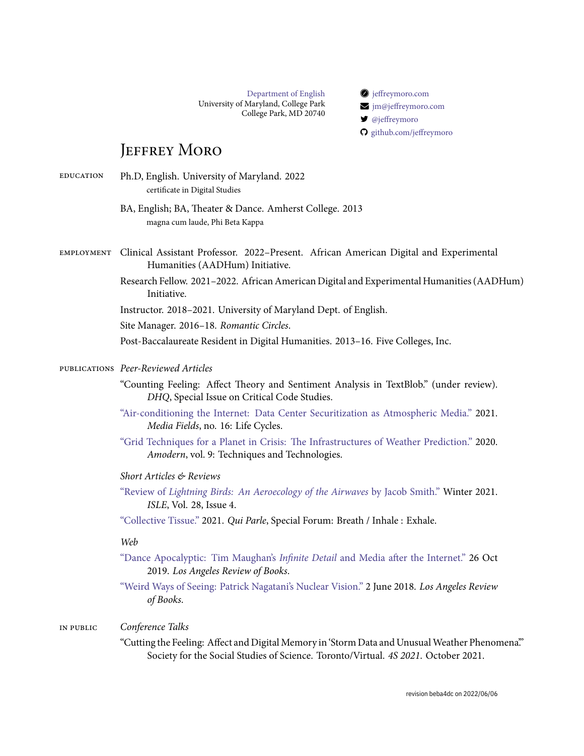Department of English
University of Maryland, College Park
College Park, MD 20740

jeffreymoro.com
jm@jeffreymoro.com
@jeffreymoro
github.com/jeffreymoro

# Jeffrey Moro

## Education

Ph.D, English. University of Maryland. 2022
certificate in Digital Studies

BA, English; BA, Theater & Dance. Amherst College. 2013
magna cum laude, Phi Beta Kappa

## Employment

Clinical Assistant Professor. 2022–Present. African American Digital and Experimental Humanities (AADHum) Initiative.

Research Fellow. 2021–2022. African American Digital and Experimental Humanities (AADHum) Initiative.

Instructor. 2018–2021. University of Maryland Dept. of English.

Site Manager. 2016–18. *Romantic Circles*.

Post-Baccalaureate Resident in Digital Humanities. 2013–16. Five Colleges, Inc.

## Publications

### *Peer-Reviewed Articles*

"Counting Feeling: Affect Theory and Sentiment Analysis in TextBlob." (under review). *DHQ*, Special Issue on Critical Code Studies.

"Air-conditioning the Internet: Data Center Securitization as Atmospheric Media." 2021. *Media Fields*, no. 16: Life Cycles.

"Grid Techniques for a Planet in Crisis: The Infrastructures of Weather Prediction." 2020. *Amodern*, vol. 9: Techniques and Technologies.

### *Short Articles & Reviews*

"Review of *Lightning Birds: An Aeroecology of the Airwaves* by Jacob Smith." Winter 2021. *ISLE*, Vol. 28, Issue 4.

"Collective Tissue." 2021. *Qui Parle*, Special Forum: Breath / Inhale : Exhale.

### *Web*

"Dance Apocalyptic: Tim Maughan's *Infinite Detail* and Media after the Internet." 26 Oct 2019. *Los Angeles Review of Books*.

"Weird Ways of Seeing: Patrick Nagatani's Nuclear Vision." 2 June 2018. *Los Angeles Review of Books*.

## In Public

### *Conference Talks*

"Cutting the Feeling: Affect and Digital Memory in 'Storm Data and Unusual Weather Phenomena.'" Society for the Social Studies of Science. Toronto/Virtual. *4S 2021*. October 2021.

revision beba4dc on 2022/06/06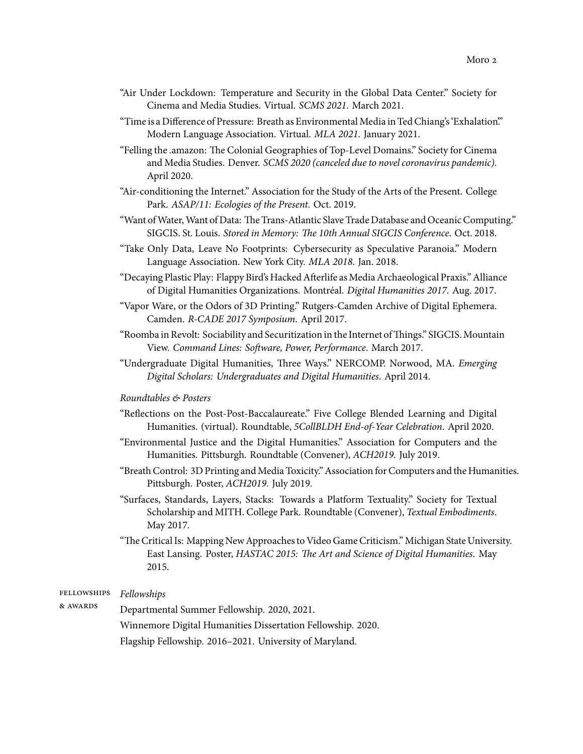"Air Under Lockdown: Temperature and Security in the Global Data Center." Society for Cinema and Media Studies. Virtual. *SCMS 2021*. March 2021.

"Time is a Difference of Pressure: Breath as Environmental Media in Ted Chiang's 'Exhalation.'" Modern Language Association. Virtual. *MLA 2021*. January 2021.

"Felling the .amazon: The Colonial Geographies of Top-Level Domains." Society for Cinema and Media Studies. Denver. *SCMS 2020 (canceled due to novel coronavirus pandemic)*. April 2020.

"Air-conditioning the Internet." Association for the Study of the Arts of the Present. College Park. *ASAP/11: Ecologies of the Present*. Oct. 2019.

"Want of Water, Want of Data: The Trans-Atlantic Slave Trade Database and Oceanic Computing." SIGCIS. St. Louis. *Stored in Memory: The 10th Annual SIGCIS Conference*. Oct. 2018.

"Take Only Data, Leave No Footprints: Cybersecurity as Speculative Paranoia." Modern Language Association. New York City. *MLA 2018*. Jan. 2018.

"Decaying Plastic Play: Flappy Bird's Hacked Afterlife as Media Archaeological Praxis." Alliance of Digital Humanities Organizations. Montréal. *Digital Humanities 2017*. Aug. 2017.

"Vapor Ware, or the Odors of 3D Printing." Rutgers-Camden Archive of Digital Ephemera. Camden. *R-CADE 2017 Symposium*. April 2017.

"Roomba in Revolt: Sociability and Securitization in the Internet of Things." SIGCIS. Mountain View. *Command Lines: Software, Power, Performance*. March 2017.

"Undergraduate Digital Humanities, Three Ways." NERCOMP. Norwood, MA. *Emerging Digital Scholars: Undergraduates and Digital Humanities*. April 2014.

*Roundtables & Posters*

"Reflections on the Post-Post-Baccalaureate." Five College Blended Learning and Digital Humanities. (virtual). Roundtable, *5CollBLDH End-of-Year Celebration*. April 2020.

"Environmental Justice and the Digital Humanities." Association for Computers and the Humanities. Pittsburgh. Roundtable (Convener), *ACH2019*. July 2019.

"Breath Control: 3D Printing and Media Toxicity." Association for Computers and the Humanities. Pittsburgh. Poster, *ACH2019*. July 2019.

"Surfaces, Standards, Layers, Stacks: Towards a Platform Textuality." Society for Textual Scholarship and MITH. College Park. Roundtable (Convener), *Textual Embodiments*. May 2017.

"The Critical Is: Mapping New Approaches to Video Game Criticism." Michigan State University. East Lansing. Poster, *HASTAC 2015: The Art and Science of Digital Humanities*. May 2015.

## Fellowships & Awards

*Fellowships*

Departmental Summer Fellowship. 2020, 2021.

Winnemore Digital Humanities Dissertation Fellowship. 2020.

Flagship Fellowship. 2016–2021. University of Maryland.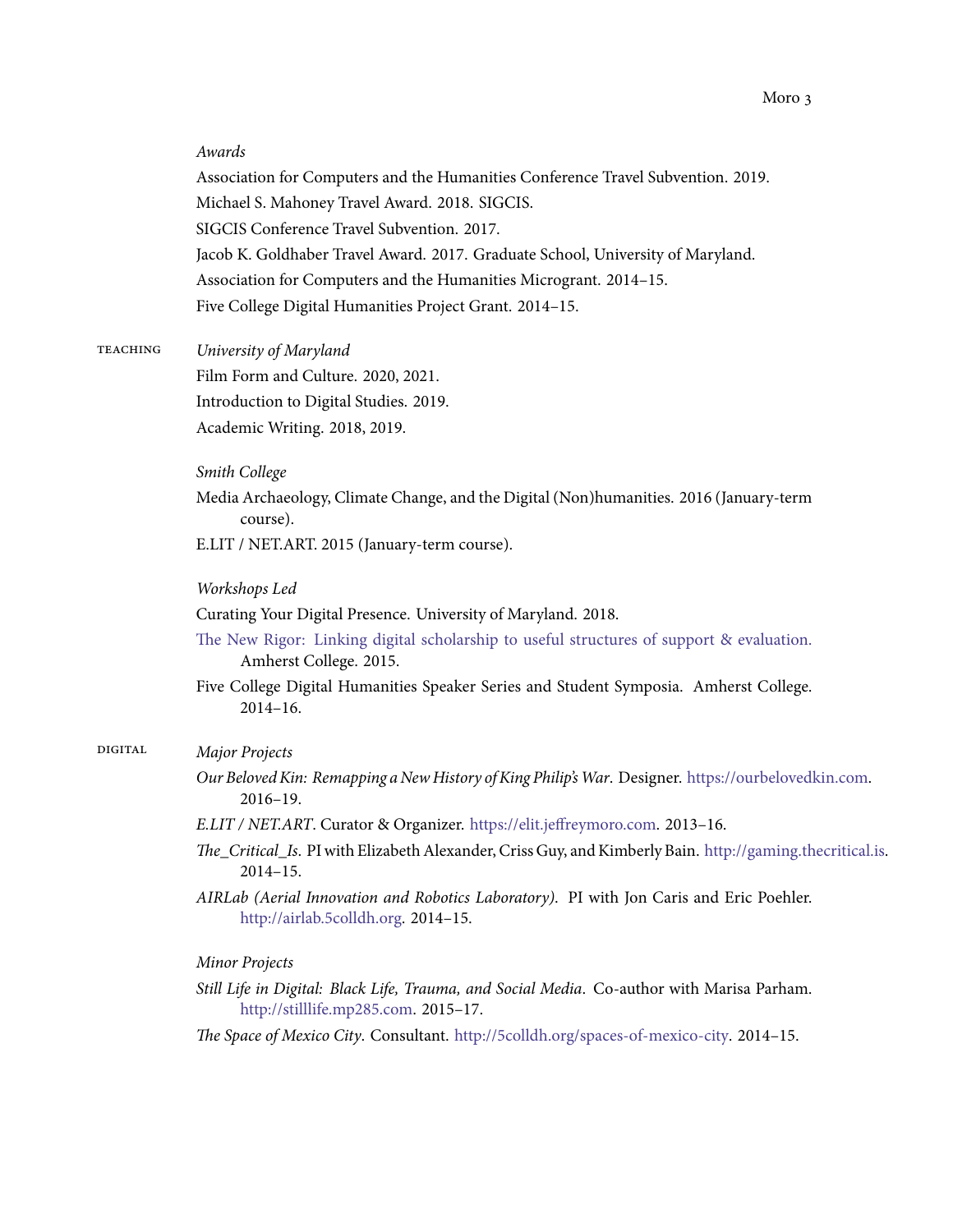*Awards*

Association for Computers and the Humanities Conference Travel Subvention. 2019.

Michael S. Mahoney Travel Award. 2018. SIGCIS.

SIGCIS Conference Travel Subvention. 2017.

Jacob K. Goldhaber Travel Award. 2017. Graduate School, University of Maryland.

Association for Computers and the Humanities Microgrant. 2014–15.

Five College Digital Humanities Project Grant. 2014–15.

## Teaching

*University of Maryland*

Film Form and Culture. 2020, 2021.

Introduction to Digital Studies. 2019.

Academic Writing. 2018, 2019.

*Smith College*

Media Archaeology, Climate Change, and the Digital (Non)humanities. 2016 (January-term course).

E.LIT / NET.ART. 2015 (January-term course).

*Workshops Led*

Curating Your Digital Presence. University of Maryland. 2018.

The New Rigor: Linking digital scholarship to useful structures of support & evaluation. Amherst College. 2015.

Five College Digital Humanities Speaker Series and Student Symposia. Amherst College. 2014–16.

## Digital

*Major Projects*

*Our Beloved Kin: Remapping a New History of King Philip's War*. Designer. https://ourbelovedkin.com. 2016–19.

*E.LIT / NET.ART*. Curator & Organizer. https://elit.jeffreymoro.com. 2013–16.

*The_Critical_Is*. PI with Elizabeth Alexander, Criss Guy, and Kimberly Bain. http://gaming.thecritical.is. 2014–15.

*AIRLab (Aerial Innovation and Robotics Laboratory)*. PI with Jon Caris and Eric Poehler. http://airlab.5colldh.org. 2014–15.

*Minor Projects*

*Still Life in Digital: Black Life, Trauma, and Social Media*. Co-author with Marisa Parham. http://stilllife.mp285.com. 2015–17.

*The Space of Mexico City*. Consultant. http://5colldh.org/spaces-of-mexico-city. 2014–15.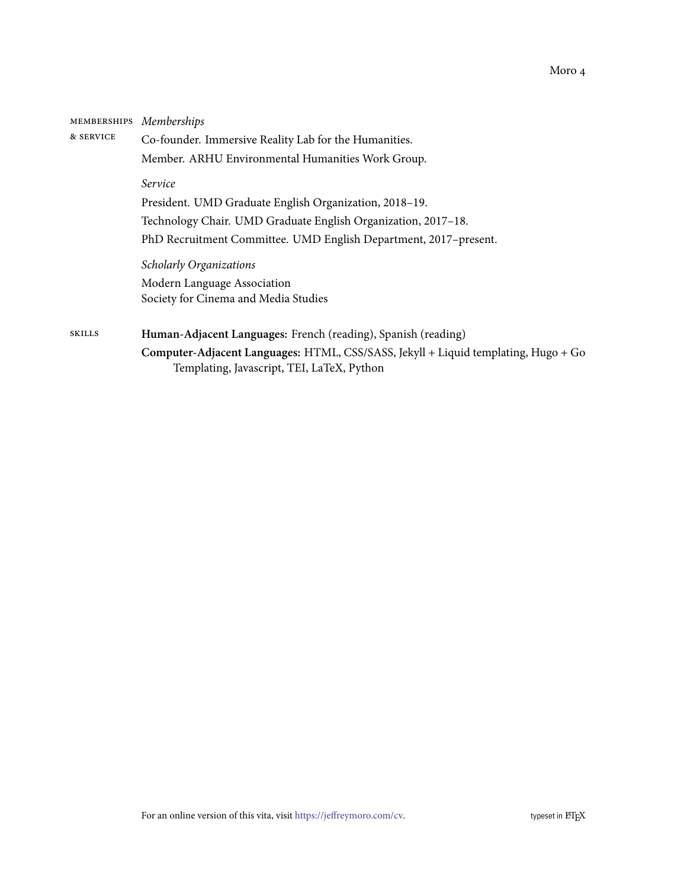## Memberships & Service

*Memberships*

Co-founder. Immersive Reality Lab for the Humanities.

Member. ARHU Environmental Humanities Work Group.

*Service*

President. UMD Graduate English Organization, 2018–19.

Technology Chair. UMD Graduate English Organization, 2017–18.

PhD Recruitment Committee. UMD English Department, 2017–present.

*Scholarly Organizations*

Modern Language Association
Society for Cinema and Media Studies

## Skills

**Human-Adjacent Languages:** French (reading), Spanish (reading)

**Computer-Adjacent Languages:** HTML, CSS/SASS, Jekyll + Liquid templating, Hugo + Go Templating, Javascript, TEI, LaTeX, Python

For an online version of this vita, visit https://jeffreymoro.com/cv.

typeset in LaTeX